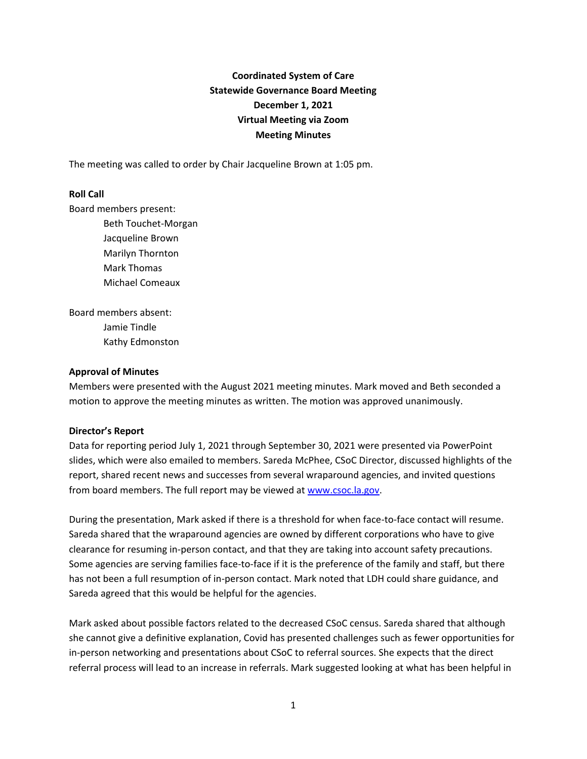**Coordinated System of Care**
**Statewide Governance Board Meeting**
**December 1, 2021**
**Virtual Meeting via Zoom**
**Meeting Minutes**

The meeting was called to order by Chair Jacqueline Brown at 1:05 pm.

**Roll Call**

Board members present:

- Beth Touchet-Morgan
- Jacqueline Brown
- Marilyn Thornton
- Mark Thomas
- Michael Comeaux

Board members absent:

- Jamie Tindle
- Kathy Edmonston

**Approval of Minutes**

Members were presented with the August 2021 meeting minutes. Mark moved and Beth seconded a motion to approve the meeting minutes as written. The motion was approved unanimously.

**Director's Report**

Data for reporting period July 1, 2021 through September 30, 2021 were presented via PowerPoint slides, which were also emailed to members. Sareda McPhee, CSoC Director, discussed highlights of the report, shared recent news and successes from several wraparound agencies, and invited questions from board members. The full report may be viewed at www.csoc.la.gov.

During the presentation, Mark asked if there is a threshold for when face-to-face contact will resume. Sareda shared that the wraparound agencies are owned by different corporations who have to give clearance for resuming in-person contact, and that they are taking into account safety precautions. Some agencies are serving families face-to-face if it is the preference of the family and staff, but there has not been a full resumption of in-person contact. Mark noted that LDH could share guidance, and Sareda agreed that this would be helpful for the agencies.

Mark asked about possible factors related to the decreased CSoC census. Sareda shared that although she cannot give a definitive explanation, Covid has presented challenges such as fewer opportunities for in-person networking and presentations about CSoC to referral sources. She expects that the direct referral process will lead to an increase in referrals. Mark suggested looking at what has been helpful in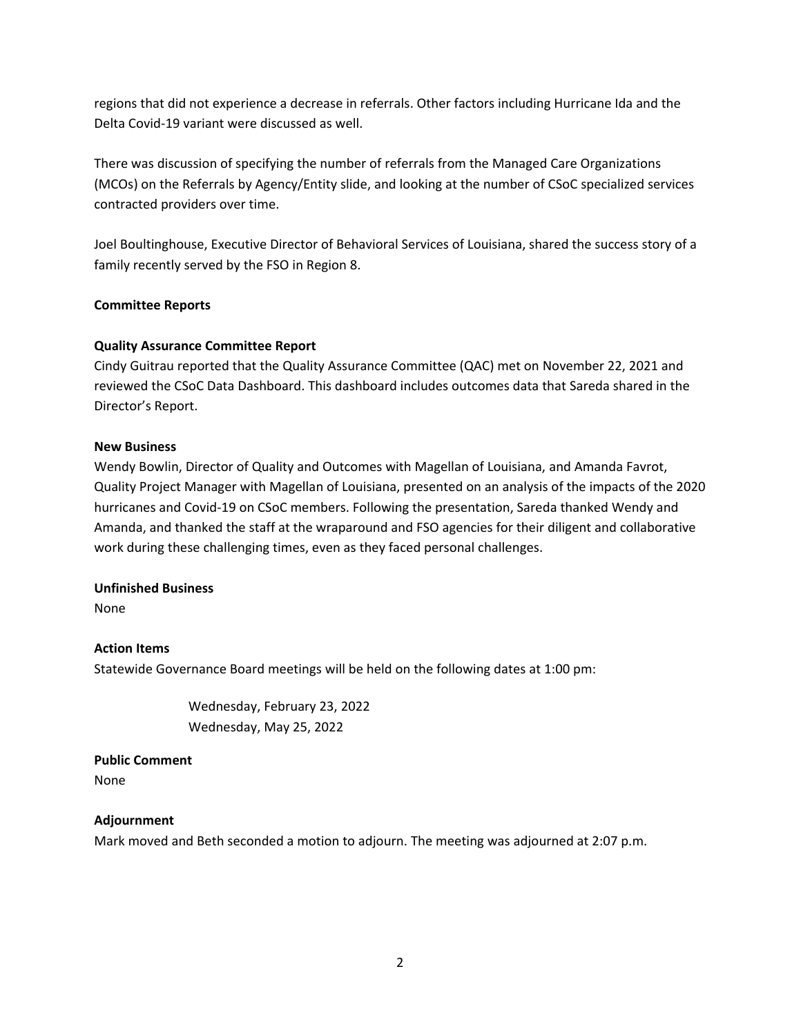regions that did not experience a decrease in referrals. Other factors including Hurricane Ida and the Delta Covid-19 variant were discussed as well.

There was discussion of specifying the number of referrals from the Managed Care Organizations (MCOs) on the Referrals by Agency/Entity slide, and looking at the number of CSoC specialized services contracted providers over time.

Joel Boultinghouse, Executive Director of Behavioral Services of Louisiana, shared the success story of a family recently served by the FSO in Region 8.

**Committee Reports**

**Quality Assurance Committee Report**

Cindy Guitrau reported that the Quality Assurance Committee (QAC) met on November 22, 2021 and reviewed the CSoC Data Dashboard. This dashboard includes outcomes data that Sareda shared in the Director's Report.

**New Business**

Wendy Bowlin, Director of Quality and Outcomes with Magellan of Louisiana, and Amanda Favrot, Quality Project Manager with Magellan of Louisiana, presented on an analysis of the impacts of the 2020 hurricanes and Covid-19 on CSoC members. Following the presentation, Sareda thanked Wendy and Amanda, and thanked the staff at the wraparound and FSO agencies for their diligent and collaborative work during these challenging times, even as they faced personal challenges.

**Unfinished Business**

None

**Action Items**

Statewide Governance Board meetings will be held on the following dates at 1:00 pm:

Wednesday, February 23, 2022
Wednesday, May 25, 2022

**Public Comment**

None

**Adjournment**

Mark moved and Beth seconded a motion to adjourn. The meeting was adjourned at 2:07 p.m.